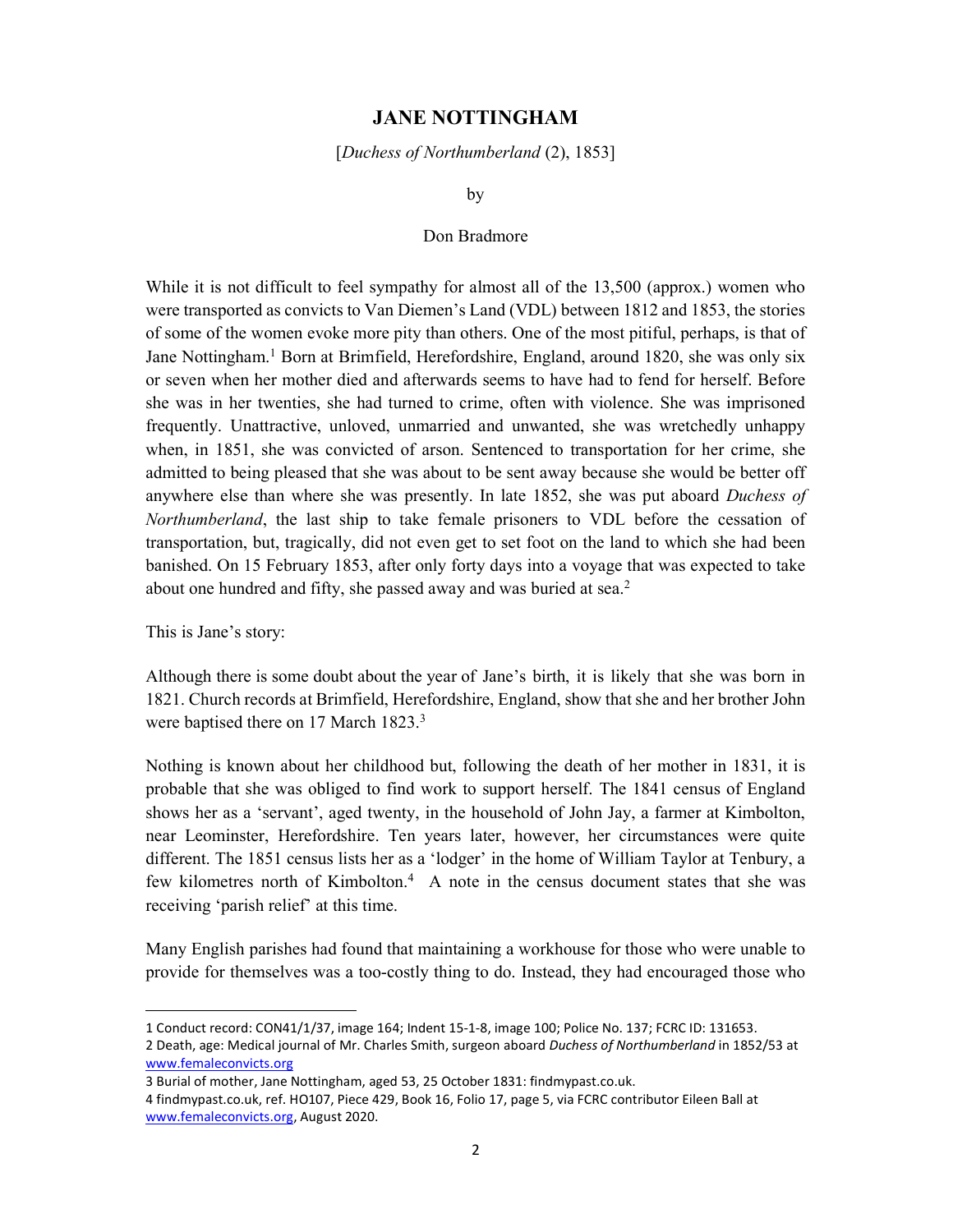# JANE NOTTINGHAM

[*Duchess of Northumberland* (2), 1853]

by

Don Bradmore

While it is not difficult to feel sympathy for almost all of the 13,500 (approx.) women who were transported as convicts to Van Diemen's Land (VDL) between 1812 and 1853, the stories of some of the women evoke more pity than others. One of the most pitiful, perhaps, is that of Jane Nottingham.[1] Born at Brimfield, Herefordshire, England, around 1820, she was only six or seven when her mother died and afterwards seems to have had to fend for herself. Before she was in her twenties, she had turned to crime, often with violence. She was imprisoned frequently. Unattractive, unloved, unmarried and unwanted, she was wretchedly unhappy when, in 1851, she was convicted of arson. Sentenced to transportation for her crime, she admitted to being pleased that she was about to be sent away because she would be better off anywhere else than where she was presently. In late 1852, she was put aboard *Duchess of Northumberland*, the last ship to take female prisoners to VDL before the cessation of transportation, but, tragically, did not even get to set foot on the land to which she had been banished. On 15 February 1853, after only forty days into a voyage that was expected to take about one hundred and fifty, she passed away and was buried at sea.[2]

This is Jane's story:

Although there is some doubt about the year of Jane's birth, it is likely that she was born in 1821. Church records at Brimfield, Herefordshire, England, show that she and her brother John were baptised there on 17 March 1823.[3]

Nothing is known about her childhood but, following the death of her mother in 1831, it is probable that she was obliged to find work to support herself. The 1841 census of England shows her as a 'servant', aged twenty, in the household of John Jay, a farmer at Kimbolton, near Leominster, Herefordshire. Ten years later, however, her circumstances were quite different. The 1851 census lists her as a 'lodger' in the home of William Taylor at Tenbury, a few kilometres north of Kimbolton.[4] A note in the census document states that she was receiving 'parish relief' at this time.

Many English parishes had found that maintaining a workhouse for those who were unable to provide for themselves was a too-costly thing to do. Instead, they had encouraged those who

---

1 Conduct record: CON41/1/37, image 164; Indent 15-1-8, image 100; Police No. 137; FCRC ID: 131653.

2 Death, age: Medical journal of Mr. Charles Smith, surgeon aboard *Duchess of Northumberland* in 1852/53 at www.femaleconvicts.org

3 Burial of mother, Jane Nottingham, aged 53, 25 October 1831: findmypast.co.uk.

4 findmypast.co.uk, ref. HO107, Piece 429, Book 16, Folio 17, page 5, via FCRC contributor Eileen Ball at www.femaleconvicts.org, August 2020.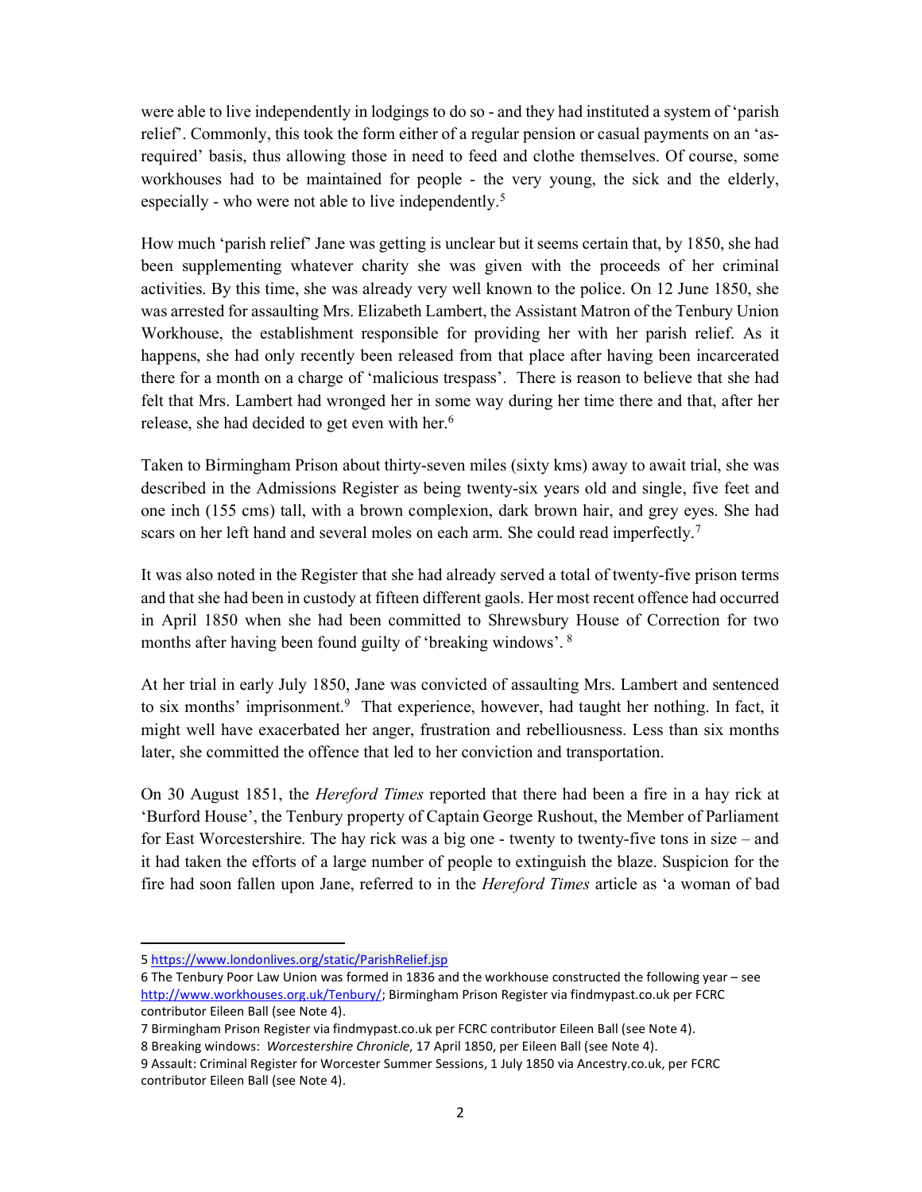were able to live independently in lodgings to do so - and they had instituted a system of 'parish relief'. Commonly, this took the form either of a regular pension or casual payments on an 'as-required' basis, thus allowing those in need to feed and clothe themselves. Of course, some workhouses had to be maintained for people - the very young, the sick and the elderly, especially - who were not able to live independently.[5]

How much 'parish relief' Jane was getting is unclear but it seems certain that, by 1850, she had been supplementing whatever charity she was given with the proceeds of her criminal activities. By this time, she was already very well known to the police. On 12 June 1850, she was arrested for assaulting Mrs. Elizabeth Lambert, the Assistant Matron of the Tenbury Union Workhouse, the establishment responsible for providing her with her parish relief. As it happens, she had only recently been released from that place after having been incarcerated there for a month on a charge of 'malicious trespass'. There is reason to believe that she had felt that Mrs. Lambert had wronged her in some way during her time there and that, after her release, she had decided to get even with her.[6]

Taken to Birmingham Prison about thirty-seven miles (sixty kms) away to await trial, she was described in the Admissions Register as being twenty-six years old and single, five feet and one inch (155 cms) tall, with a brown complexion, dark brown hair, and grey eyes. She had scars on her left hand and several moles on each arm. She could read imperfectly.[7]

It was also noted in the Register that she had already served a total of twenty-five prison terms and that she had been in custody at fifteen different gaols. Her most recent offence had occurred in April 1850 when she had been committed to Shrewsbury House of Correction for two months after having been found guilty of 'breaking windows'.[8]

At her trial in early July 1850, Jane was convicted of assaulting Mrs. Lambert and sentenced to six months' imprisonment.[9] That experience, however, had taught her nothing. In fact, it might well have exacerbated her anger, frustration and rebelliousness. Less than six months later, she committed the offence that led to her conviction and transportation.

On 30 August 1851, the *Hereford Times* reported that there had been a fire in a hay rick at 'Burford House', the Tenbury property of Captain George Rushout, the Member of Parliament for East Worcestershire. The hay rick was a big one - twenty to twenty-five tons in size – and it had taken the efforts of a large number of people to extinguish the blaze. Suspicion for the fire had soon fallen upon Jane, referred to in the *Hereford Times* article as 'a woman of bad

---

5 https://www.londonlives.org/static/ParishRelief.jsp

6 The Tenbury Poor Law Union was formed in 1836 and the workhouse constructed the following year – see http://www.workhouses.org.uk/Tenbury/; Birmingham Prison Register via findmypast.co.uk per FCRC contributor Eileen Ball (see Note 4).

7 Birmingham Prison Register via findmypast.co.uk per FCRC contributor Eileen Ball (see Note 4).

8 Breaking windows: *Worcestershire Chronicle*, 17 April 1850, per Eileen Ball (see Note 4).

9 Assault: Criminal Register for Worcester Summer Sessions, 1 July 1850 via Ancestry.co.uk, per FCRC contributor Eileen Ball (see Note 4).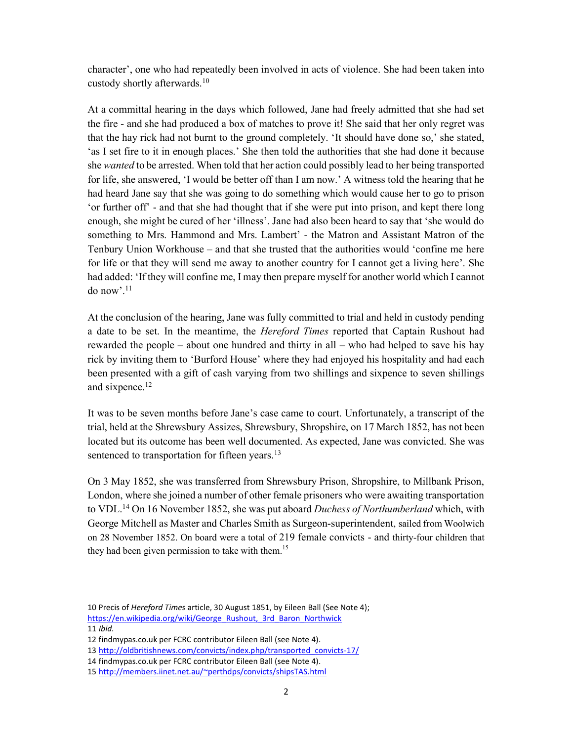character', one who had repeatedly been involved in acts of violence. She had been taken into custody shortly afterwards.[10]

At a committal hearing in the days which followed, Jane had freely admitted that she had set the fire - and she had produced a box of matches to prove it! She said that her only regret was that the hay rick had not burnt to the ground completely. 'It should have done so,' she stated, 'as I set fire to it in enough places.' She then told the authorities that she had done it because she *wanted* to be arrested. When told that her action could possibly lead to her being transported for life, she answered, 'I would be better off than I am now.' A witness told the hearing that he had heard Jane say that she was going to do something which would cause her to go to prison 'or further off' - and that she had thought that if she were put into prison, and kept there long enough, she might be cured of her 'illness'. Jane had also been heard to say that 'she would do something to Mrs. Hammond and Mrs. Lambert' - the Matron and Assistant Matron of the Tenbury Union Workhouse – and that she trusted that the authorities would 'confine me here for life or that they will send me away to another country for I cannot get a living here'. She had added: 'If they will confine me, I may then prepare myself for another world which I cannot do now'.[11]

At the conclusion of the hearing, Jane was fully committed to trial and held in custody pending a date to be set. In the meantime, the *Hereford Times* reported that Captain Rushout had rewarded the people – about one hundred and thirty in all – who had helped to save his hay rick by inviting them to 'Burford House' where they had enjoyed his hospitality and had each been presented with a gift of cash varying from two shillings and sixpence to seven shillings and sixpence.[12]

It was to be seven months before Jane's case came to court. Unfortunately, a transcript of the trial, held at the Shrewsbury Assizes, Shrewsbury, Shropshire, on 17 March 1852, has not been located but its outcome has been well documented. As expected, Jane was convicted. She was sentenced to transportation for fifteen years.[13]

On 3 May 1852, she was transferred from Shrewsbury Prison, Shropshire, to Millbank Prison, London, where she joined a number of other female prisoners who were awaiting transportation to VDL.[14] On 16 November 1852, she was put aboard *Duchess of Northumberland* which, with George Mitchell as Master and Charles Smith as Surgeon-superintendent, sailed from Woolwich on 28 November 1852. On board were a total of 219 female convicts - and thirty-four children that they had been given permission to take with them.[15]

---

10 Precis of *Hereford Times* article, 30 August 1851, by Eileen Ball (See Note 4); https://en.wikipedia.org/wiki/George_Rushout,_3rd_Baron_Northwick

11 *Ibid.*

12 findmypas.co.uk per FCRC contributor Eileen Ball (see Note 4).

13 http://oldbritishnews.com/convicts/index.php/transported_convicts-17/

14 findmypas.co.uk per FCRC contributor Eileen Ball (see Note 4).

15 http://members.iinet.net.au/~perthdps/convicts/shipsTAS.html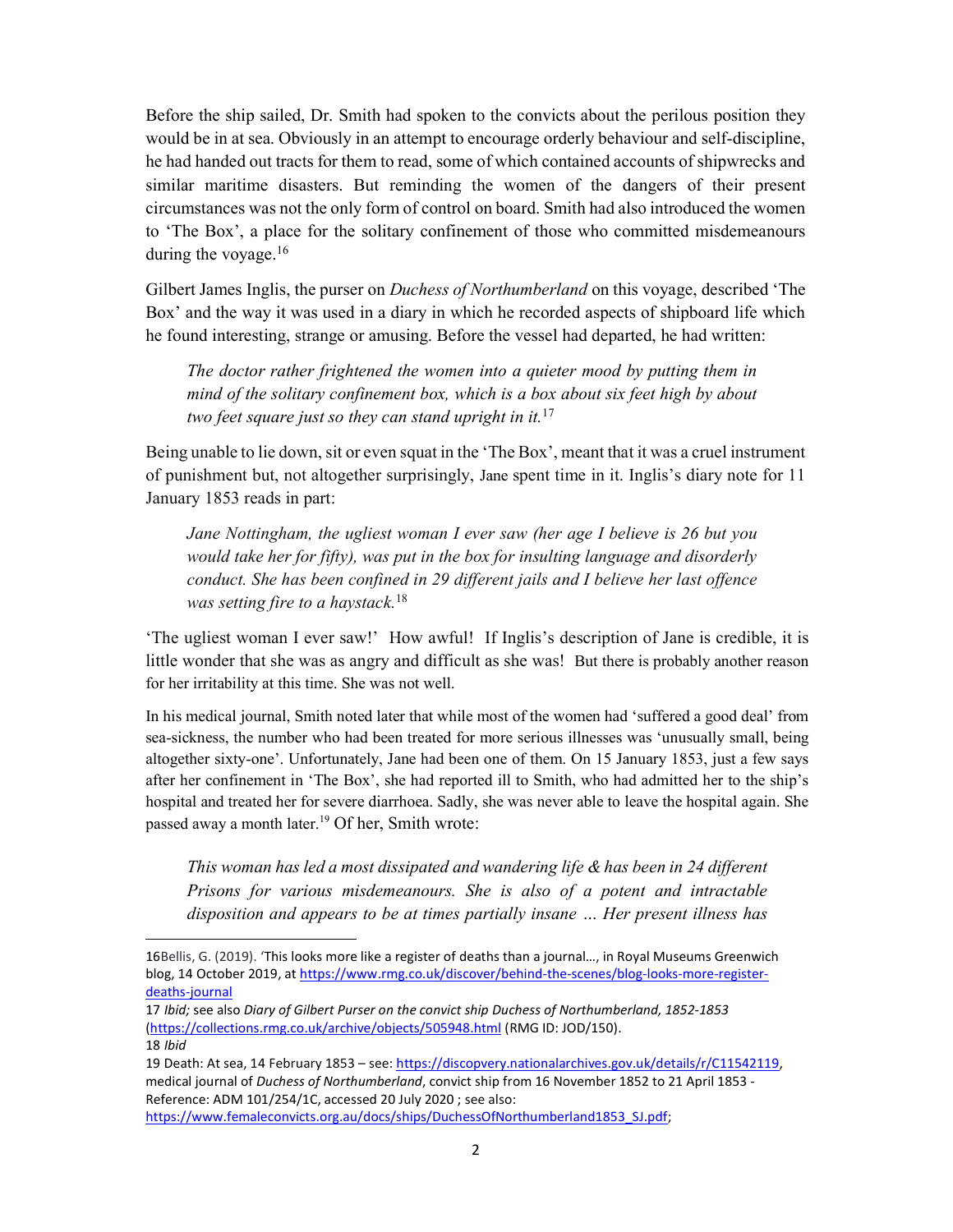Before the ship sailed, Dr. Smith had spoken to the convicts about the perilous position they would be in at sea. Obviously in an attempt to encourage orderly behaviour and self-discipline, he had handed out tracts for them to read, some of which contained accounts of shipwrecks and similar maritime disasters. But reminding the women of the dangers of their present circumstances was not the only form of control on board. Smith had also introduced the women to 'The Box', a place for the solitary confinement of those who committed misdemeanours during the voyage.[16]

Gilbert James Inglis, the purser on *Duchess of Northumberland* on this voyage, described 'The Box' and the way it was used in a diary in which he recorded aspects of shipboard life which he found interesting, strange or amusing. Before the vessel had departed, he had written:

> *The doctor rather frightened the women into a quieter mood by putting them in mind of the solitary confinement box, which is a box about six feet high by about two feet square just so they can stand upright in it.*[17]

Being unable to lie down, sit or even squat in the 'The Box', meant that it was a cruel instrument of punishment but, not altogether surprisingly, Jane spent time in it. Inglis's diary note for 11 January 1853 reads in part:

> *Jane Nottingham, the ugliest woman I ever saw (her age I believe is 26 but you would take her for fifty), was put in the box for insulting language and disorderly conduct. She has been confined in 29 different jails and I believe her last offence was setting fire to a haystack.*[18]

'The ugliest woman I ever saw!' How awful! If Inglis's description of Jane is credible, it is little wonder that she was as angry and difficult as she was! But there is probably another reason for her irritability at this time. She was not well.

In his medical journal, Smith noted later that while most of the women had 'suffered a good deal' from sea-sickness, the number who had been treated for more serious illnesses was 'unusually small, being altogether sixty-one'. Unfortunately, Jane had been one of them. On 15 January 1853, just a few says after her confinement in 'The Box', she had reported ill to Smith, who had admitted her to the ship's hospital and treated her for severe diarrhoea. Sadly, she was never able to leave the hospital again. She passed away a month later.[19] Of her, Smith wrote:

> *This woman has led a most dissipated and wandering life & has been in 24 different Prisons for various misdemeanours. She is also of a potent and intractable disposition and appears to be at times partially insane … Her present illness has*

---

16 Bellis, G. (2019). 'This looks more like a register of deaths than a journal…, in Royal Museums Greenwich blog, 14 October 2019, at https://www.rmg.co.uk/discover/behind-the-scenes/blog-looks-more-register-deaths-journal

17 *Ibid;* see also *Diary of Gilbert Purser on the convict ship Duchess of Northumberland, 1852-1853* (https://collections.rmg.co.uk/archive/objects/505948.html (RMG ID: JOD/150).

18 *Ibid*

19 Death: At sea, 14 February 1853 – see: https://discopvery.nationalarchives.gov.uk/details/r/C11542119, medical journal of *Duchess of Northumberland*, convict ship from 16 November 1852 to 21 April 1853 - Reference: ADM 101/254/1C, accessed 20 July 2020 ; see also: https://www.femaleconvicts.org.au/docs/ships/DuchessOfNorthumberland1853_SJ.pdf;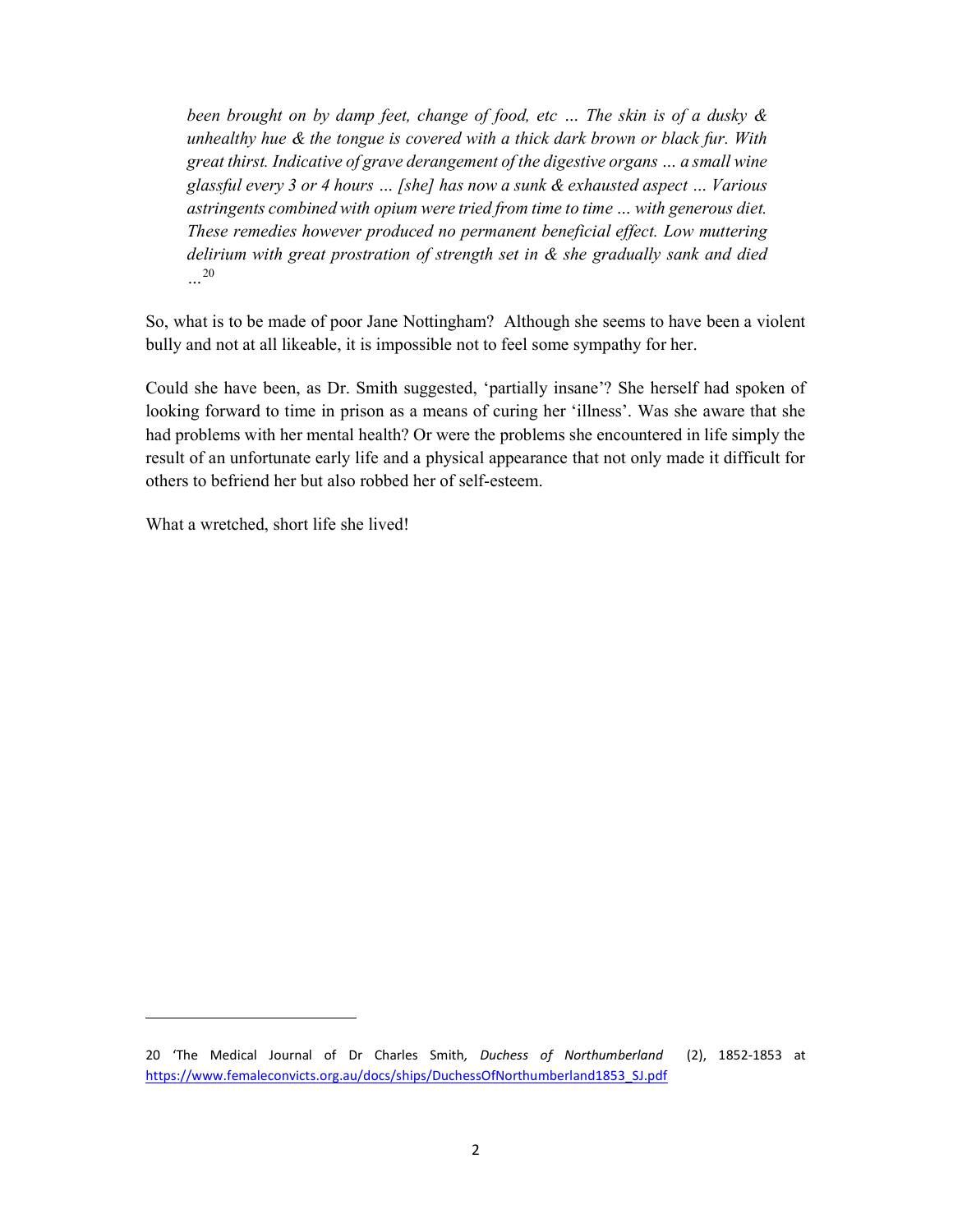*been brought on by damp feet, change of food, etc … The skin is of a dusky & unhealthy hue & the tongue is covered with a thick dark brown or black fur. With great thirst. Indicative of grave derangement of the digestive organs … a small wine glassful every 3 or 4 hours … [she] has now a sunk & exhausted aspect … Various astringents combined with opium were tried from time to time … with generous diet. These remedies however produced no permanent beneficial effect. Low muttering delirium with great prostration of strength set in & she gradually sank and died …*[20]

So, what is to be made of poor Jane Nottingham? Although she seems to have been a violent bully and not at all likeable, it is impossible not to feel some sympathy for her.

Could she have been, as Dr. Smith suggested, 'partially insane'? She herself had spoken of looking forward to time in prison as a means of curing her 'illness'. Was she aware that she had problems with her mental health? Or were the problems she encountered in life simply the result of an unfortunate early life and a physical appearance that not only made it difficult for others to befriend her but also robbed her of self-esteem.

What a wretched, short life she lived!

---

20 'The Medical Journal of Dr Charles Smith, *Duchess of Northumberland* (2), 1852-1853 at https://www.femaleconvicts.org.au/docs/ships/DuchessOfNorthumberland1853_SJ.pdf